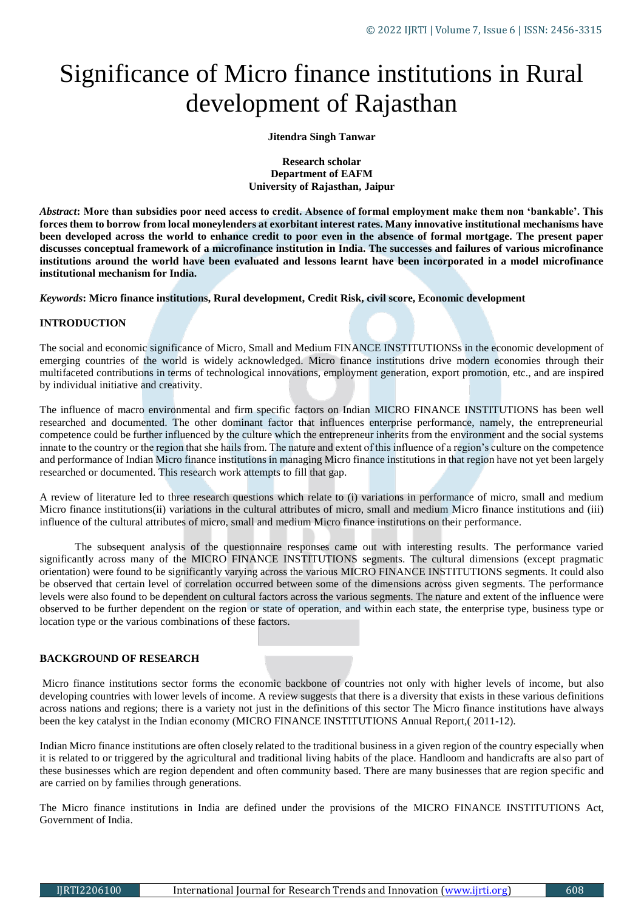# Significance of Micro finance institutions in Rural development of Rajasthan

**Jitendra Singh Tanwar**

**Research scholar**
**Department of EAFM**
**University of Rajasthan, Jaipur**

***Abstract*: More than subsidies poor need access to credit. Absence of formal employment make them non 'bankable'. This forces them to borrow from local moneylenders at exorbitant interest rates. Many innovative institutional mechanisms have been developed across the world to enhance credit to poor even in the absence of formal mortgage. The present paper discusses conceptual framework of a microfinance institution in India. The successes and failures of various microfinance institutions around the world have been evaluated and lessons learnt have been incorporated in a model microfinance institutional mechanism for India.**

***Keywords*: Micro finance institutions, Rural development, Credit Risk, civil score, Economic development**

## INTRODUCTION

The social and economic significance of Micro, Small and Medium FINANCE INSTITUTIONSs in the economic development of emerging countries of the world is widely acknowledged. Micro finance institutions drive modern economies through their multifaceted contributions in terms of technological innovations, employment generation, export promotion, etc., and are inspired by individual initiative and creativity.

The influence of macro environmental and firm specific factors on Indian MICRO FINANCE INSTITUTIONS has been well researched and documented. The other dominant factor that influences enterprise performance, namely, the entrepreneurial competence could be further influenced by the culture which the entrepreneur inherits from the environment and the social systems innate to the country or the region that she hails from. The nature and extent of this influence of a region's culture on the competence and performance of Indian Micro finance institutions in managing Micro finance institutions in that region have not yet been largely researched or documented. This research work attempts to fill that gap.

A review of literature led to three research questions which relate to (i) variations in performance of micro, small and medium Micro finance institutions(ii) variations in the cultural attributes of micro, small and medium Micro finance institutions and (iii) influence of the cultural attributes of micro, small and medium Micro finance institutions on their performance.

The subsequent analysis of the questionnaire responses came out with interesting results. The performance varied significantly across many of the MICRO FINANCE INSTITUTIONS segments. The cultural dimensions (except pragmatic orientation) were found to be significantly varying across the various MICRO FINANCE INSTITUTIONS segments. It could also be observed that certain level of correlation occurred between some of the dimensions across given segments. The performance levels were also found to be dependent on cultural factors across the various segments. The nature and extent of the influence were observed to be further dependent on the region or state of operation, and within each state, the enterprise type, business type or location type or the various combinations of these factors.

## BACKGROUND OF RESEARCH

Micro finance institutions sector forms the economic backbone of countries not only with higher levels of income, but also developing countries with lower levels of income. A review suggests that there is a diversity that exists in these various definitions across nations and regions; there is a variety not just in the definitions of this sector The Micro finance institutions have always been the key catalyst in the Indian economy (MICRO FINANCE INSTITUTIONS Annual Report,( 2011-12).

Indian Micro finance institutions are often closely related to the traditional business in a given region of the country especially when it is related to or triggered by the agricultural and traditional living habits of the place. Handloom and handicrafts are also part of these businesses which are region dependent and often community based. There are many businesses that are region specific and are carried on by families through generations.

The Micro finance institutions in India are defined under the provisions of the MICRO FINANCE INSTITUTIONS Act, Government of India.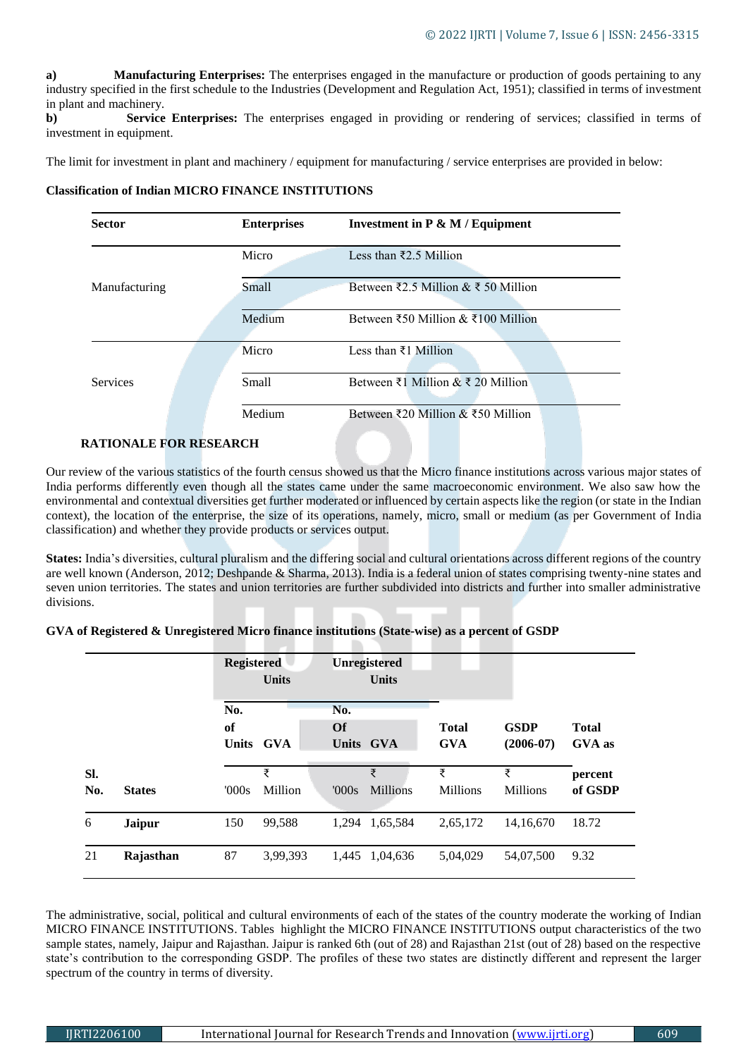a) **Manufacturing Enterprises:** The enterprises engaged in the manufacture or production of goods pertaining to any industry specified in the first schedule to the Industries (Development and Regulation Act, 1951); classified in terms of investment in plant and machinery.

b) **Service Enterprises:** The enterprises engaged in providing or rendering of services; classified in terms of investment in equipment.

The limit for investment in plant and machinery / equipment for manufacturing / service enterprises are provided in below:

**Classification of Indian MICRO FINANCE INSTITUTIONS**

| Sector | Enterprises | Investment in P & M / Equipment |
|---|---|---|
| Manufacturing | Micro | Less than ₹2.5 Million |
| | Small | Between ₹2.5 Million & ₹ 50 Million |
| | Medium | Between ₹50 Million & ₹100 Million |
| Services | Micro | Less than ₹1 Million |
| | Small | Between ₹1 Million & ₹ 20 Million |
| | Medium | Between ₹20 Million & ₹50 Million |

**RATIONALE FOR RESEARCH**

Our review of the various statistics of the fourth census showed us that the Micro finance institutions across various major states of India performs differently even though all the states came under the same macroeconomic environment. We also saw how the environmental and contextual diversities get further moderated or influenced by certain aspects like the region (or state in the Indian context), the location of the enterprise, the size of its operations, namely, micro, small or medium (as per Government of India classification) and whether they provide products or services output.

**States:** India's diversities, cultural pluralism and the differing social and cultural orientations across different regions of the country are well known (Anderson, 2012; Deshpande & Sharma, 2013). India is a federal union of states comprising twenty-nine states and seven union territories. The states and union territories are further subdivided into districts and further into smaller administrative divisions.

**GVA of Registered & Unregistered Micro finance institutions (State-wise) as a percent of GSDP**

| Sl. No. | States | Registered Units: No. of Units ('000s) | Registered Units: GVA (₹ Million) | Unregistered Units: No. Of Units ('000s) | Unregistered Units: GVA (₹ Millions) | Total GVA (₹ Millions) | GSDP (2006-07) (₹ Millions) | Total GVA as percent of GSDP |
|---|---|---|---|---|---|---|---|---|
| 6 | **Jaipur** | 150 | 99,588 | 1,294 | 1,65,584 | 2,65,172 | 14,16,670 | 18.72 |
| 21 | **Rajasthan** | 87 | 3,99,393 | 1,445 | 1,04,636 | 5,04,029 | 54,07,500 | 9.32 |

The administrative, social, political and cultural environments of each of the states of the country moderate the working of Indian MICRO FINANCE INSTITUTIONS. Tables highlight the MICRO FINANCE INSTITUTIONS output characteristics of the two sample states, namely, Jaipur and Rajasthan. Jaipur is ranked 6th (out of 28) and Rajasthan 21st (out of 28) based on the respective state's contribution to the corresponding GSDP. The profiles of these two states are distinctly different and represent the larger spectrum of the country in terms of diversity.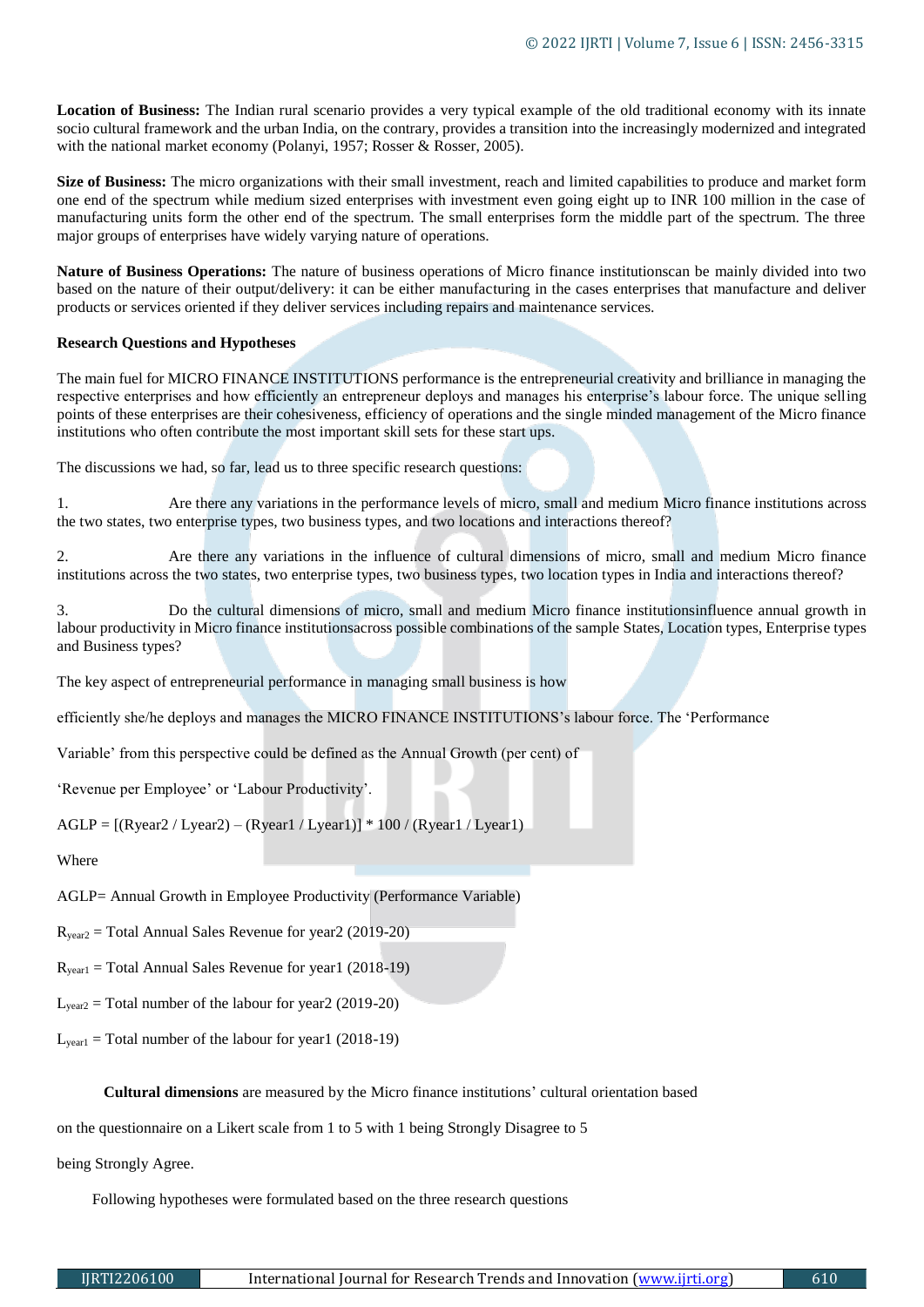**Location of Business:** The Indian rural scenario provides a very typical example of the old traditional economy with its innate socio cultural framework and the urban India, on the contrary, provides a transition into the increasingly modernized and integrated with the national market economy (Polanyi, 1957; Rosser & Rosser, 2005).

**Size of Business:** The micro organizations with their small investment, reach and limited capabilities to produce and market form one end of the spectrum while medium sized enterprises with investment even going eight up to INR 100 million in the case of manufacturing units form the other end of the spectrum. The small enterprises form the middle part of the spectrum. The three major groups of enterprises have widely varying nature of operations.

**Nature of Business Operations:** The nature of business operations of Micro finance institutionscan be mainly divided into two based on the nature of their output/delivery: it can be either manufacturing in the cases enterprises that manufacture and deliver products or services oriented if they deliver services including repairs and maintenance services.

**Research Questions and Hypotheses**

The main fuel for MICRO FINANCE INSTITUTIONS performance is the entrepreneurial creativity and brilliance in managing the respective enterprises and how efficiently an entrepreneur deploys and manages his enterprise's labour force. The unique selling points of these enterprises are their cohesiveness, efficiency of operations and the single minded management of the Micro finance institutions who often contribute the most important skill sets for these start ups.

The discussions we had, so far, lead us to three specific research questions:

1. Are there any variations in the performance levels of micro, small and medium Micro finance institutions across the two states, two enterprise types, two business types, and two locations and interactions thereof?

2. Are there any variations in the influence of cultural dimensions of micro, small and medium Micro finance institutions across the two states, two enterprise types, two business types, two location types in India and interactions thereof?

3. Do the cultural dimensions of micro, small and medium Micro finance institutionsinfluence annual growth in labour productivity in Micro finance institutionsacross possible combinations of the sample States, Location types, Enterprise types and Business types?

The key aspect of entrepreneurial performance in managing small business is how

efficiently she/he deploys and manages the MICRO FINANCE INSTITUTIONS's labour force. The 'Performance

Variable' from this perspective could be defined as the Annual Growth (per cent) of

'Revenue per Employee' or 'Labour Productivity'.

AGLP = [(Ryear2 / Lyear2) – (Ryear1 / Lyear1)] * 100 / (Ryear1 / Lyear1)

Where

AGLP= Annual Growth in Employee Productivity (Performance Variable)

$R_{year2}$ = Total Annual Sales Revenue for year2 (2019-20)

$R_{year1}$ = Total Annual Sales Revenue for year1 (2018-19)

$L_{year2}$ = Total number of the labour for year2 (2019-20)

$L_{year1}$ = Total number of the labour for year1 (2018-19)

**Cultural dimensions** are measured by the Micro finance institutions' cultural orientation based

on the questionnaire on a Likert scale from 1 to 5 with 1 being Strongly Disagree to 5

being Strongly Agree.

Following hypotheses were formulated based on the three research questions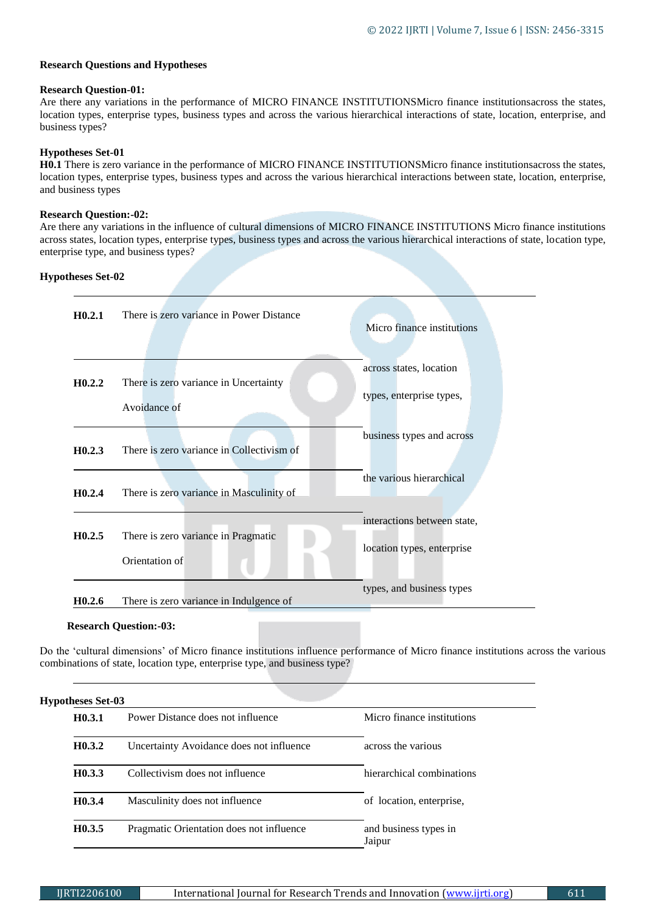**Research Questions and Hypotheses**

**Research Question-01:**
Are there any variations in the performance of MICRO FINANCE INSTITUTIONSMicro finance institutionsacross the states, location types, enterprise types, business types and across the various hierarchical interactions of state, location, enterprise, and business types?

**Hypotheses Set-01**
**H0.1** There is zero variance in the performance of MICRO FINANCE INSTITUTIONSMicro finance institutionsacross the states, location types, enterprise types, business types and across the various hierarchical interactions between state, location, enterprise, and business types

**Research Question:-02:**
Are there any variations in the influence of cultural dimensions of MICRO FINANCE INSTITUTIONS Micro finance institutions across states, location types, enterprise types, business types and across the various hierarchical interactions of state, location type, enterprise type, and business types?

**Hypotheses Set-02**

| | | |
|---|---|---|
| **H0.2.1** | There is zero variance in Power Distance | Micro finance institutions |
| **H0.2.2** | There is zero variance in Uncertainty Avoidance of | across states, location types, enterprise types, |
| **H0.2.3** | There is zero variance in Collectivism of | business types and across |
| **H0.2.4** | There is zero variance in Masculinity of | the various hierarchical |
| **H0.2.5** | There is zero variance in Pragmatic Orientation of | interactions between state, location types, enterprise |
| **H0.2.6** | There is zero variance in Indulgence of | types, and business types |

**Research Question:-03:**

Do the 'cultural dimensions' of Micro finance institutions influence performance of Micro finance institutions across the various combinations of state, location type, enterprise type, and business type?

**Hypotheses Set-03**

| | | |
|---|---|---|
| **H0.3.1** | Power Distance does not influence | Micro finance institutions |
| **H0.3.2** | Uncertainty Avoidance does not influence | across the various |
| **H0.3.3** | Collectivism does not influence | hierarchical combinations |
| **H0.3.4** | Masculinity does not influence | of location, enterprise, |
| **H0.3.5** | Pragmatic Orientation does not influence | and business types in Jaipur |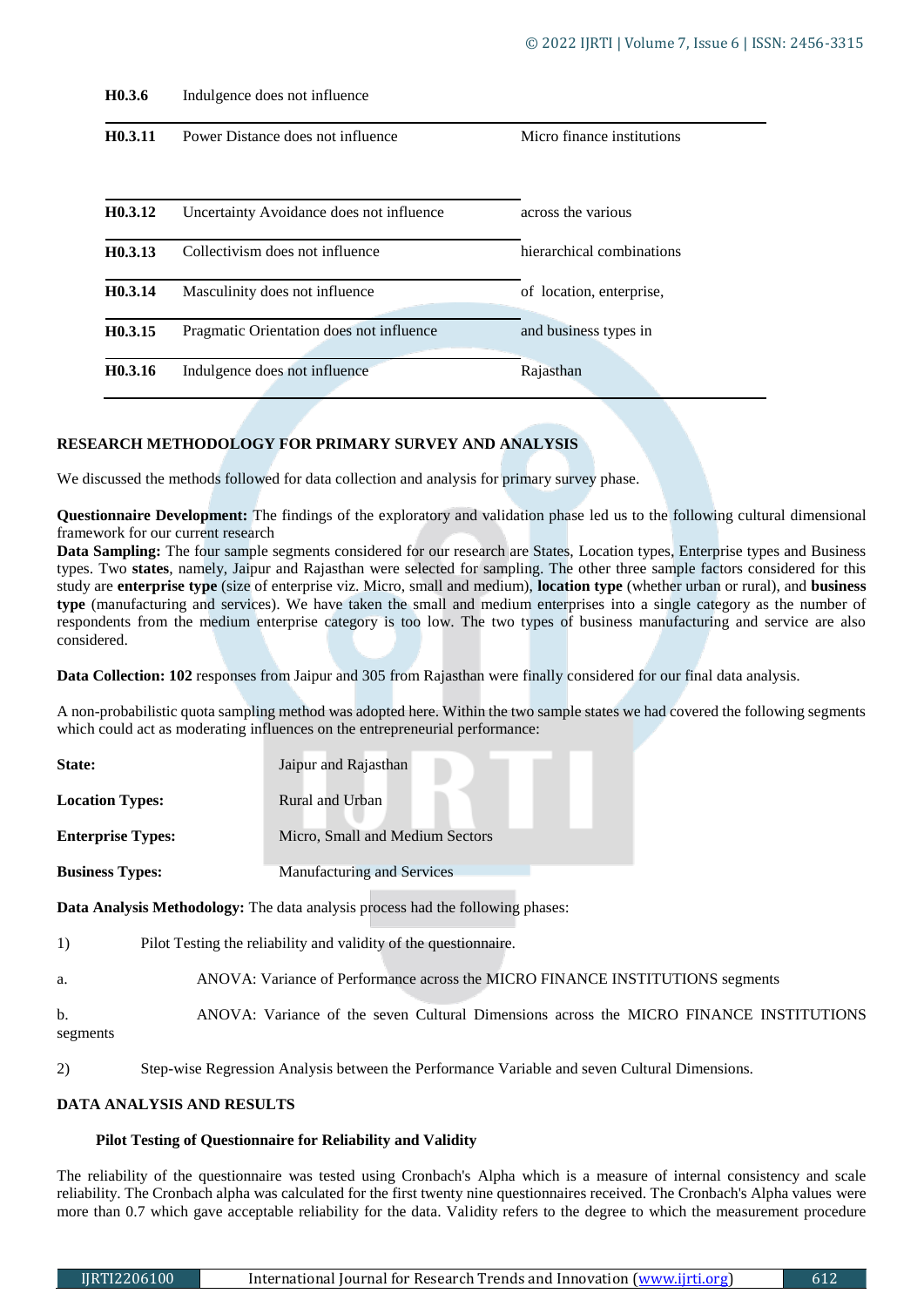| | | |
|---|---|---|
| **H0.3.6** | Indulgence does not influence | |
| **H0.3.11** | Power Distance does not influence | Micro finance institutions |
| **H0.3.12** | Uncertainty Avoidance does not influence | across the various |
| **H0.3.13** | Collectivism does not influence | hierarchical combinations |
| **H0.3.14** | Masculinity does not influence | of location, enterprise, |
| **H0.3.15** | Pragmatic Orientation does not influence | and business types in |
| **H0.3.16** | Indulgence does not influence | Rajasthan |

## RESEARCH METHODOLOGY FOR PRIMARY SURVEY AND ANALYSIS

We discussed the methods followed for data collection and analysis for primary survey phase.

**Questionnaire Development:** The findings of the exploratory and validation phase led us to the following cultural dimensional framework for our current research

**Data Sampling:** The four sample segments considered for our research are States, Location types, Enterprise types and Business types. Two **states**, namely, Jaipur and Rajasthan were selected for sampling. The other three sample factors considered for this study are **enterprise type** (size of enterprise viz. Micro, small and medium), **location type** (whether urban or rural), and **business type** (manufacturing and services). We have taken the small and medium enterprises into a single category as the number of respondents from the medium enterprise category is too low. The two types of business manufacturing and service are also considered.

**Data Collection: 102** responses from Jaipur and 305 from Rajasthan were finally considered for our final data analysis.

A non-probabilistic quota sampling method was adopted here. Within the two sample states we had covered the following segments which could act as moderating influences on the entrepreneurial performance:

| | |
|---|---|
| **State:** | Jaipur and Rajasthan |
| **Location Types:** | Rural and Urban |
| **Enterprise Types:** | Micro, Small and Medium Sectors |
| **Business Types:** | Manufacturing and Services |

**Data Analysis Methodology:** The data analysis process had the following phases:

1) Pilot Testing the reliability and validity of the questionnaire.

a. ANOVA: Variance of Performance across the MICRO FINANCE INSTITUTIONS segments

b. ANOVA: Variance of the seven Cultural Dimensions across the MICRO FINANCE INSTITUTIONS segments

2) Step-wise Regression Analysis between the Performance Variable and seven Cultural Dimensions.

## DATA ANALYSIS AND RESULTS

### Pilot Testing of Questionnaire for Reliability and Validity

The reliability of the questionnaire was tested using Cronbach's Alpha which is a measure of internal consistency and scale reliability. The Cronbach alpha was calculated for the first twenty nine questionnaires received. The Cronbach's Alpha values were more than 0.7 which gave acceptable reliability for the data. Validity refers to the degree to which the measurement procedure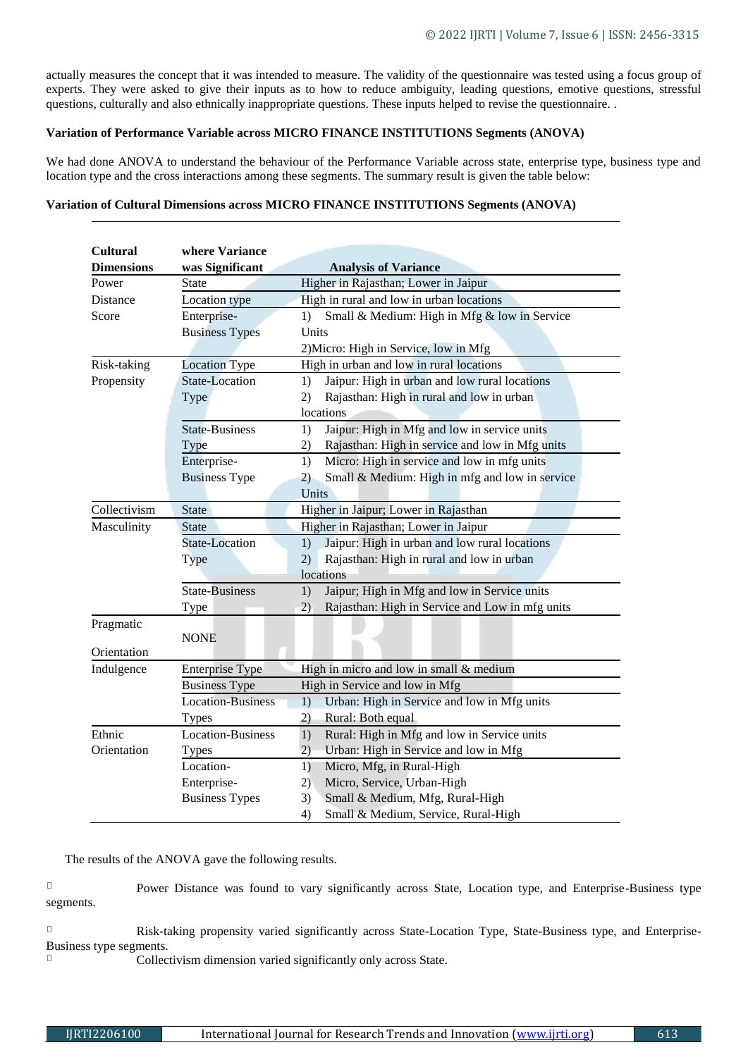actually measures the concept that it was intended to measure. The validity of the questionnaire was tested using a focus group of experts. They were asked to give their inputs as to how to reduce ambiguity, leading questions, emotive questions, stressful questions, culturally and also ethnically inappropriate questions. These inputs helped to revise the questionnaire. .

### Variation of Performance Variable across MICRO FINANCE INSTITUTIONS Segments (ANOVA)

We had done ANOVA to understand the behaviour of the Performance Variable across state, enterprise type, business type and location type and the cross interactions among these segments. The summary result is given the table below:

### Variation of Cultural Dimensions across MICRO FINANCE INSTITUTIONS Segments (ANOVA)

| Cultural Dimensions | where Variance was Significant | Analysis of Variance |
|---|---|---|
| Power Distance Score | State | Higher in Rajasthan; Lower in Jaipur |
| | Location type | High in rural and low in urban locations |
| | Enterprise-Business Types | 1) Small & Medium: High in Mfg & low in Service Units<br>2)Micro: High in Service, low in Mfg |
| Risk-taking Propensity | Location Type | High in urban and low in rural locations |
| | State-Location Type | 1) Jaipur: High in urban and low rural locations<br>2) Rajasthan: High in rural and low in urban locations |
| | State-Business Type | 1) Jaipur: High in Mfg and low in service units<br>2) Rajasthan: High in service and low in Mfg units |
| | Enterprise-Business Type | 1) Micro: High in service and low in mfg units<br>2) Small & Medium: High in mfg and low in service Units |
| Collectivism | State | Higher in Jaipur; Lower in Rajasthan |
| Masculinity | State | Higher in Rajasthan; Lower in Jaipur |
| | State-Location Type | 1) Jaipur: High in urban and low rural locations<br>2) Rajasthan: High in rural and low in urban locations |
| | State-Business Type | 1) Jaipur; High in Mfg and low in Service units<br>2) Rajasthan: High in Service and Low in mfg units |
| Pragmatic Orientation | NONE | |
| Indulgence | Enterprise Type | High in micro and low in small & medium |
| | Business Type | High in Service and low in Mfg |
| | Location-Business Types | 1) Urban: High in Service and low in Mfg units<br>2) Rural: Both equal |
| Ethnic Orientation | Location-Business Types | 1) Rural: High in Mfg and low in Service units<br>2) Urban: High in Service and low in Mfg |
| | Location-Enterprise-Business Types | 1) Micro, Mfg, in Rural-High<br>2) Micro, Service, Urban-High<br>3) Small & Medium, Mfg, Rural-High<br>4) Small & Medium, Service, Rural-High |

The results of the ANOVA gave the following results.

- Power Distance was found to vary significantly across State, Location type, and Enterprise-Business type segments.
- Risk-taking propensity varied significantly across State-Location Type, State-Business type, and Enterprise-Business type segments.
- Collectivism dimension varied significantly only across State.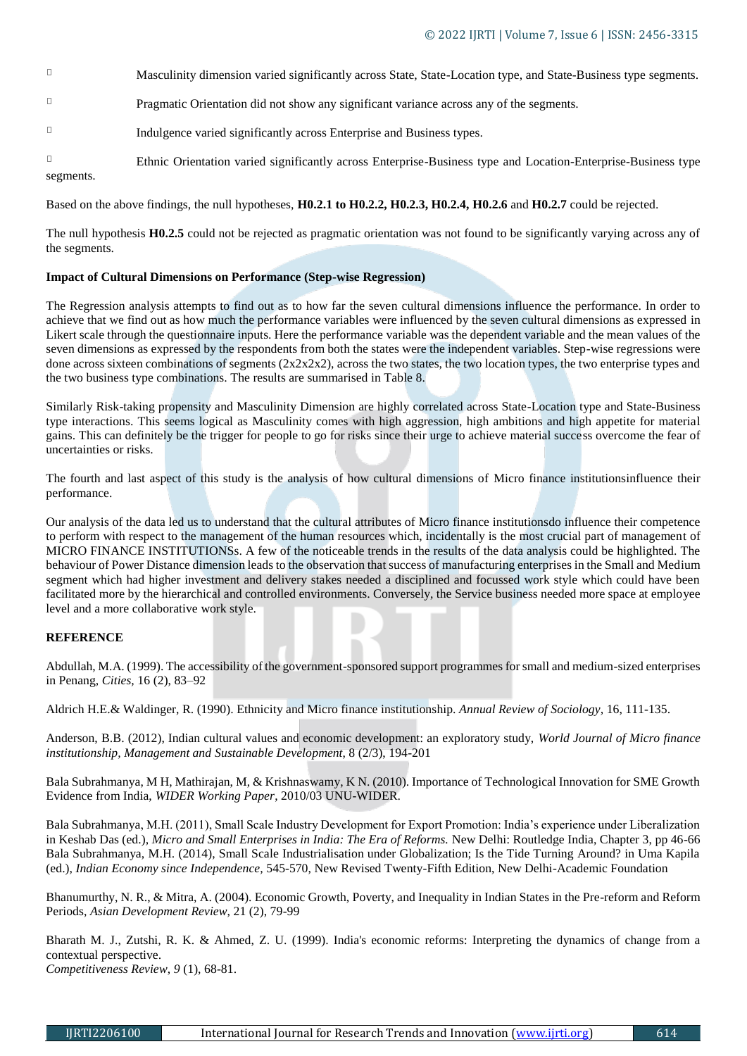- Masculinity dimension varied significantly across State, State-Location type, and State-Business type segments.
- Pragmatic Orientation did not show any significant variance across any of the segments.
- Indulgence varied significantly across Enterprise and Business types.
- Ethnic Orientation varied significantly across Enterprise-Business type and Location-Enterprise-Business type segments.

Based on the above findings, the null hypotheses, **H0.2.1 to H0.2.2, H0.2.3, H0.2.4, H0.2.6** and **H0.2.7** could be rejected.

The null hypothesis **H0.2.5** could not be rejected as pragmatic orientation was not found to be significantly varying across any of the segments.

**Impact of Cultural Dimensions on Performance (Step-wise Regression)**

The Regression analysis attempts to find out as to how far the seven cultural dimensions influence the performance. In order to achieve that we find out as how much the performance variables were influenced by the seven cultural dimensions as expressed in Likert scale through the questionnaire inputs. Here the performance variable was the dependent variable and the mean values of the seven dimensions as expressed by the respondents from both the states were the independent variables. Step-wise regressions were done across sixteen combinations of segments (2x2x2x2), across the two states, the two location types, the two enterprise types and the two business type combinations. The results are summarised in Table 8.

Similarly Risk-taking propensity and Masculinity Dimension are highly correlated across State-Location type and State-Business type interactions. This seems logical as Masculinity comes with high aggression, high ambitions and high appetite for material gains. This can definitely be the trigger for people to go for risks since their urge to achieve material success overcome the fear of uncertainties or risks.

The fourth and last aspect of this study is the analysis of how cultural dimensions of Micro finance institutionsinfluence their performance.

Our analysis of the data led us to understand that the cultural attributes of Micro finance institutionsdo influence their competence to perform with respect to the management of the human resources which, incidentally is the most crucial part of management of MICRO FINANCE INSTITUTIONSs. A few of the noticeable trends in the results of the data analysis could be highlighted. The behaviour of Power Distance dimension leads to the observation that success of manufacturing enterprises in the Small and Medium segment which had higher investment and delivery stakes needed a disciplined and focussed work style which could have been facilitated more by the hierarchical and controlled environments. Conversely, the Service business needed more space at employee level and a more collaborative work style.

**REFERENCE**

Abdullah, M.A. (1999). The accessibility of the government-sponsored support programmes for small and medium-sized enterprises in Penang, *Cities*, 16 (2), 83–92

Aldrich H.E.& Waldinger, R. (1990). Ethnicity and Micro finance institutionship. *Annual Review of Sociology*, 16, 111-135.

Anderson, B.B. (2012), Indian cultural values and economic development: an exploratory study, *World Journal of Micro finance institutionship, Management and Sustainable Development*, 8 (2/3), 194-201

Bala Subrahmanya, M H, Mathirajan, M, & Krishnaswamy, K N. (2010). Importance of Technological Innovation for SME Growth Evidence from India, *WIDER Working Paper*, 2010/03 UNU-WIDER.

Bala Subrahmanya, M.H. (2011), Small Scale Industry Development for Export Promotion: India's experience under Liberalization in Keshab Das (ed.), *Micro and Small Enterprises in India: The Era of Reforms.* New Delhi: Routledge India, Chapter 3, pp 46-66 Bala Subrahmanya, M.H. (2014), Small Scale Industrialisation under Globalization; Is the Tide Turning Around? in Uma Kapila (ed.), *Indian Economy since Independence,* 545-570, New Revised Twenty-Fifth Edition, New Delhi-Academic Foundation

Bhanumurthy, N. R., & Mitra, A. (2004). Economic Growth, Poverty, and Inequality in Indian States in the Pre-reform and Reform Periods, *Asian Development Review*, 21 (2), 79-99

Bharath M. J., Zutshi, R. K. & Ahmed, Z. U. (1999). India's economic reforms: Interpreting the dynamics of change from a contextual perspective.
*Competitiveness Review*, *9* (1), 68-81.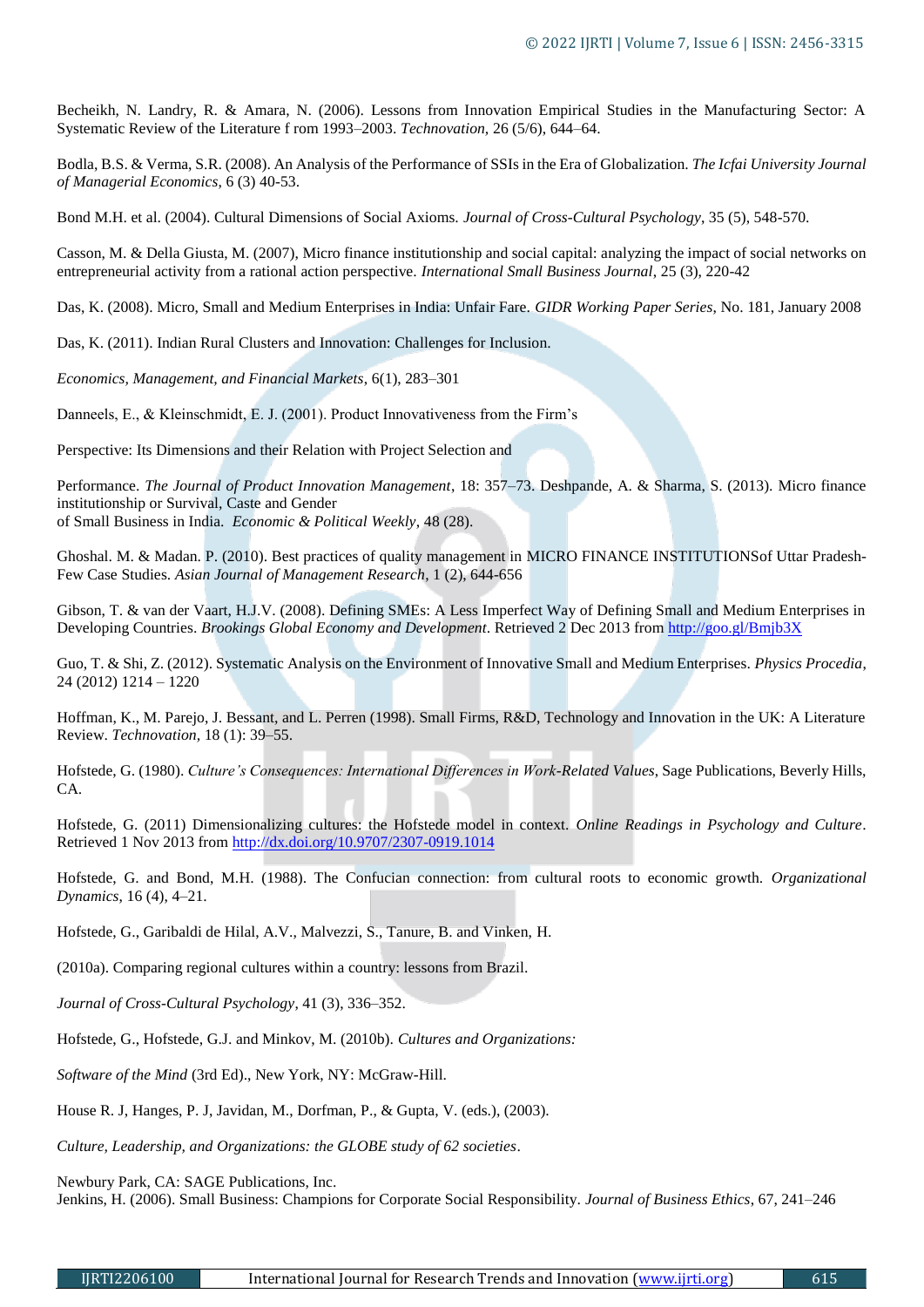Becheikh, N. Landry, R. & Amara, N. (2006). Lessons from Innovation Empirical Studies in the Manufacturing Sector: A Systematic Review of the Literature f rom 1993–2003. *Technovation,* 26 (5/6), 644–64.

Bodla, B.S. & Verma, S.R. (2008). An Analysis of the Performance of SSIs in the Era of Globalization. *The Icfai University Journal of Managerial Economics,* 6 (3) 40-53.

Bond M.H. et al. (2004). Cultural Dimensions of Social Axioms. *Journal of Cross-Cultural Psychology*, 35 (5), 548-570.

Casson, M. & Della Giusta, M. (2007), Micro finance institutionship and social capital: analyzing the impact of social networks on entrepreneurial activity from a rational action perspective. *International Small Business Journal*, 25 (3), 220-42

Das, K. (2008). Micro, Small and Medium Enterprises in India: Unfair Fare. *GIDR Working Paper Series*, No. 181, January 2008

Das, K. (2011). Indian Rural Clusters and Innovation: Challenges for Inclusion.

*Economics, Management, and Financial Markets*, 6(1), 283–301

Danneels, E., & Kleinschmidt, E. J. (2001). Product Innovativeness from the Firm's

Perspective: Its Dimensions and their Relation with Project Selection and

Performance. *The Journal of Product Innovation Management*, 18: 357–73. Deshpande, A. & Sharma, S. (2013). Micro finance institutionship or Survival, Caste and Gender
of Small Business in India. *Economic & Political Weekly*, 48 (28).

Ghoshal. M. & Madan. P. (2010). Best practices of quality management in MICRO FINANCE INSTITUTIONSof Uttar Pradesh-Few Case Studies. *Asian Journal of Management Research*, 1 (2), 644-656

Gibson, T. & van der Vaart, H.J.V. (2008). Defining SMEs: A Less Imperfect Way of Defining Small and Medium Enterprises in Developing Countries. *Brookings Global Economy and Development*. Retrieved 2 Dec 2013 from http://goo.gl/Bmjb3X

Guo, T. & Shi, Z. (2012). Systematic Analysis on the Environment of Innovative Small and Medium Enterprises. *Physics Procedia,* 24 (2012) 1214 – 1220

Hoffman, K., M. Parejo, J. Bessant, and L. Perren (1998). Small Firms, R&D, Technology and Innovation in the UK: A Literature Review. *Technovation,* 18 (1): 39–55.

Hofstede, G. (1980). *Culture's Consequences: International Differences in Work-Related Values*, Sage Publications, Beverly Hills, CA.

Hofstede, G. (2011) Dimensionalizing cultures: the Hofstede model in context. *Online Readings in Psychology and Culture*. Retrieved 1 Nov 2013 from http://dx.doi.org/10.9707/2307-0919.1014

Hofstede, G. and Bond, M.H. (1988). The Confucian connection: from cultural roots to economic growth. *Organizational Dynamics*, 16 (4), 4–21.

Hofstede, G., Garibaldi de Hilal, A.V., Malvezzi, S., Tanure, B. and Vinken, H.

(2010a). Comparing regional cultures within a country: lessons from Brazil.

*Journal of Cross-Cultural Psychology*, 41 (3), 336–352.

Hofstede, G., Hofstede, G.J. and Minkov, M. (2010b). *Cultures and Organizations:*

*Software of the Mind* (3rd Ed)., New York, NY: McGraw-Hill.

House R. J, Hanges, P. J, Javidan, M., Dorfman, P., & Gupta, V. (eds.), (2003).

*Culture, Leadership, and Organizations: the GLOBE study of 62 societies*.

Newbury Park, CA: SAGE Publications, Inc.
Jenkins, H. (2006). Small Business: Champions for Corporate Social Responsibility. *Journal of Business Ethics*, 67, 241–246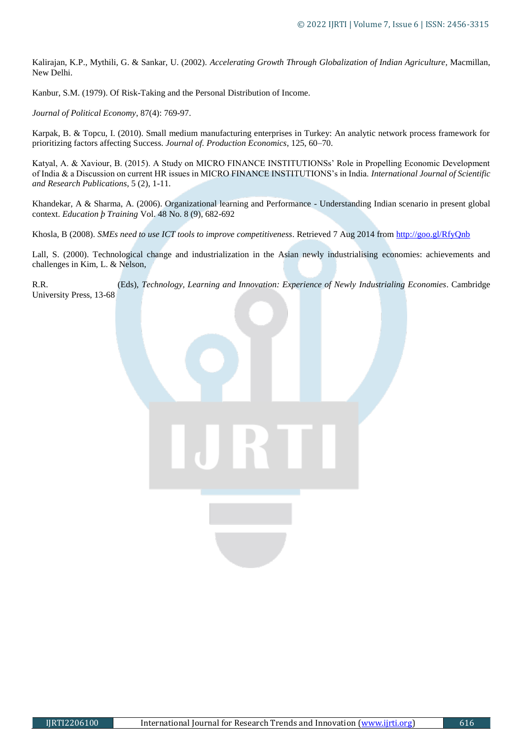Kalirajan, K.P., Mythili, G. & Sankar, U. (2002). *Accelerating Growth Through Globalization of Indian Agriculture*, Macmillan, New Delhi.

Kanbur, S.M. (1979). Of Risk-Taking and the Personal Distribution of Income.

*Journal of Political Economy*, 87(4): 769-97.

Karpak, B. & Topcu, I. (2010). Small medium manufacturing enterprises in Turkey: An analytic network process framework for prioritizing factors affecting Success. *Journal of. Production Economics*, 125, 60–70.

Katyal, A. & Xaviour, B. (2015). A Study on MICRO FINANCE INSTITUTIONSs' Role in Propelling Economic Development of India & a Discussion on current HR issues in MICRO FINANCE INSTITUTIONS's in India. *International Journal of Scientific and Research Publications*, 5 (2), 1-11.

Khandekar, A & Sharma, A. (2006). Organizational learning and Performance - Understanding Indian scenario in present global context. *Education þ Training* Vol. 48 No. 8 (9), 682-692

Khosla, B (2008). *SMEs need to use ICT tools to improve competitiveness*. Retrieved 7 Aug 2014 from http://goo.gl/RfyQnb

Lall, S. (2000). Technological change and industrialization in the Asian newly industrialising economies: achievements and challenges in Kim, L. & Nelson,

R.R. (Eds), *Technology, Learning and Innovation: Experience of Newly Industrialing Economies*. Cambridge University Press, 13-68